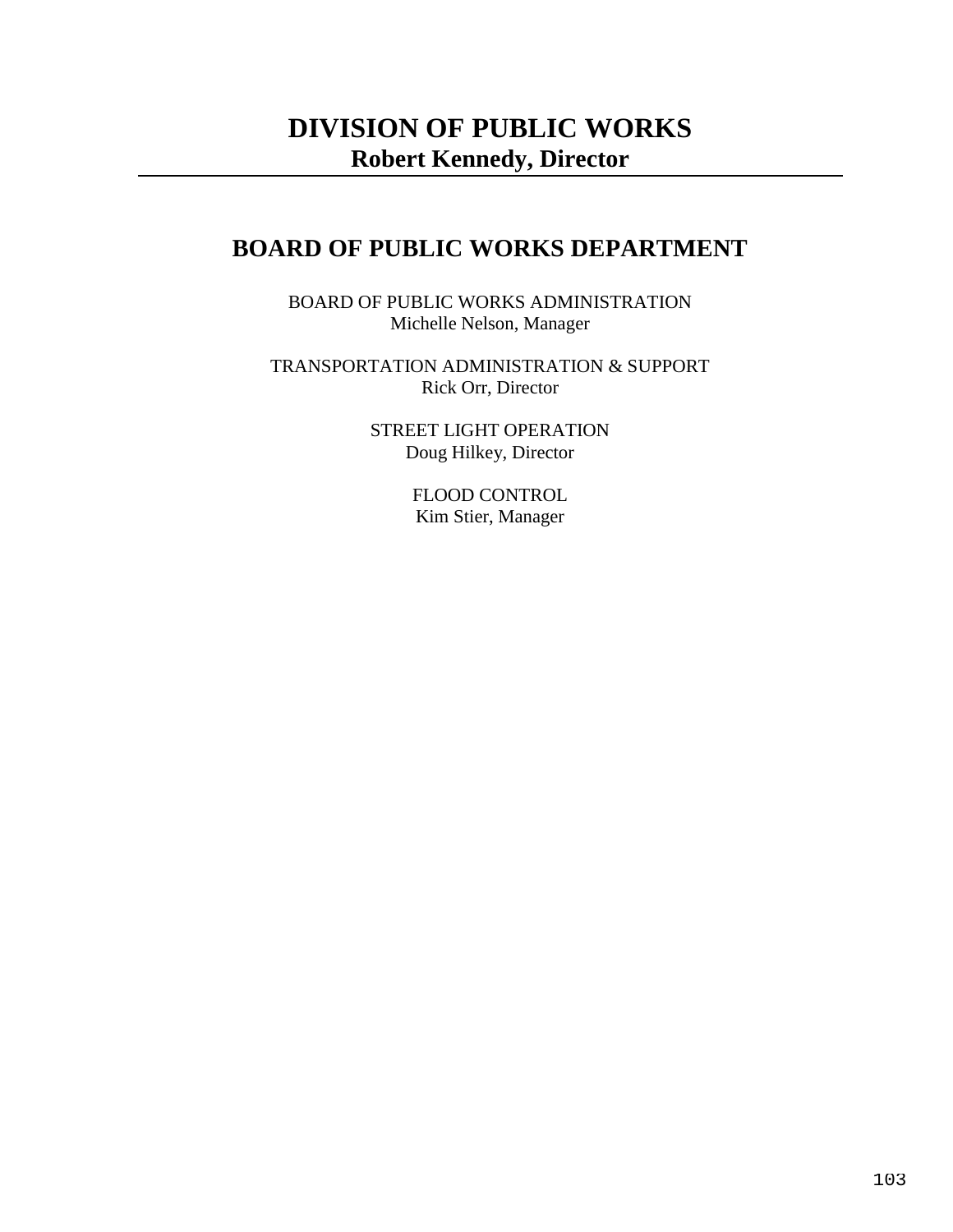# DIVISION OF PUBLIC WORKS

**Robert Kennedy, Director**

---

## BOARD OF PUBLIC WORKS DEPARTMENT

BOARD OF PUBLIC WORKS ADMINISTRATION
Michelle Nelson, Manager

TRANSPORTATION ADMINISTRATION & SUPPORT
Rick Orr, Director

STREET LIGHT OPERATION
Doug Hilkey, Director

FLOOD CONTROL
Kim Stier, Manager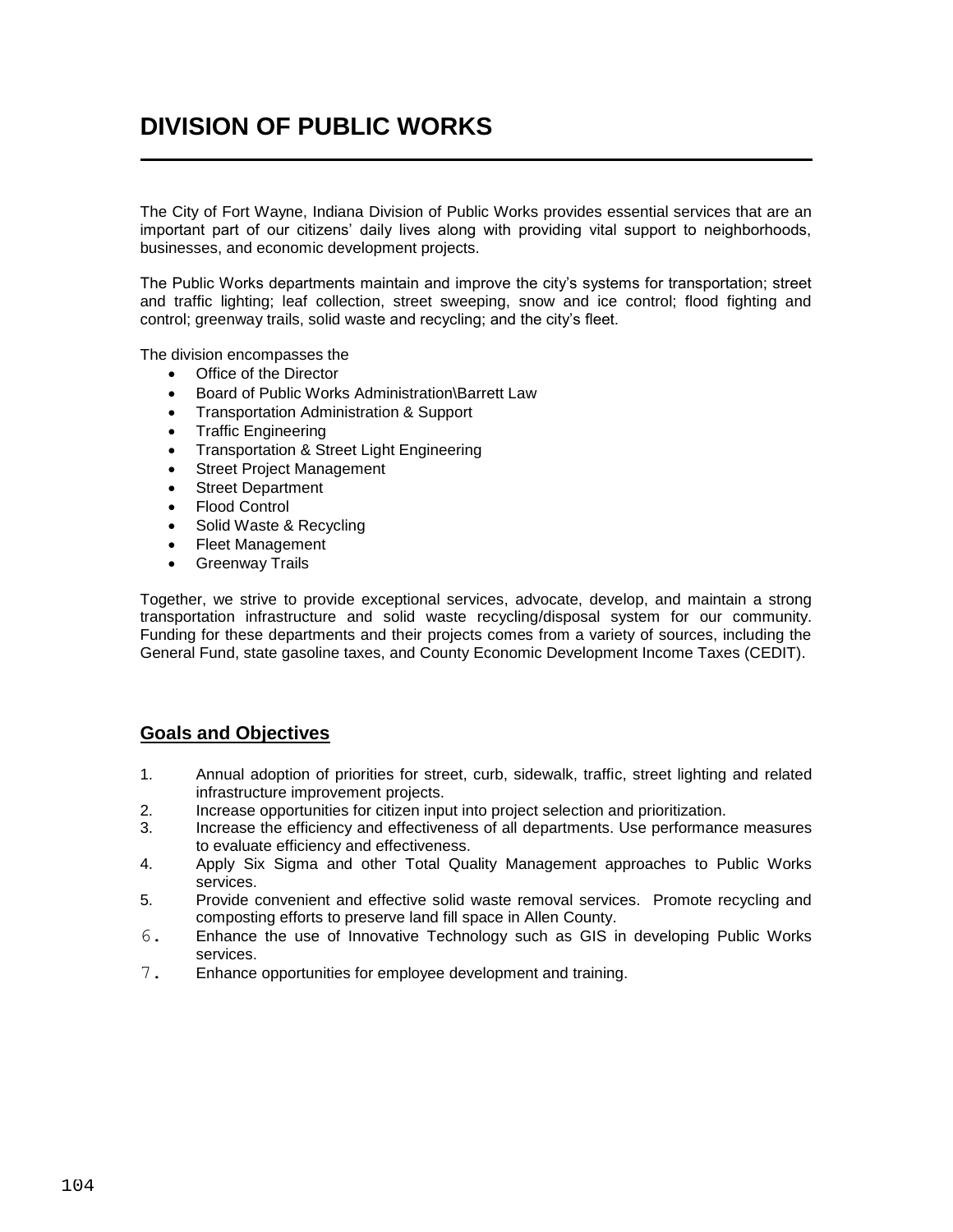# DIVISION OF PUBLIC WORKS

The City of Fort Wayne, Indiana Division of Public Works provides essential services that are an important part of our citizens' daily lives along with providing vital support to neighborhoods, businesses, and economic development projects.

The Public Works departments maintain and improve the city's systems for transportation; street and traffic lighting; leaf collection, street sweeping, snow and ice control; flood fighting and control; greenway trails, solid waste and recycling; and the city's fleet.

The division encompasses the

- Office of the Director
- Board of Public Works Administration\Barrett Law
- Transportation Administration & Support
- Traffic Engineering
- Transportation & Street Light Engineering
- Street Project Management
- Street Department
- Flood Control
- Solid Waste & Recycling
- Fleet Management
- Greenway Trails

Together, we strive to provide exceptional services, advocate, develop, and maintain a strong transportation infrastructure and solid waste recycling/disposal system for our community. Funding for these departments and their projects comes from a variety of sources, including the General Fund, state gasoline taxes, and County Economic Development Income Taxes (CEDIT).

## Goals and Objectives

1. Annual adoption of priorities for street, curb, sidewalk, traffic, street lighting and related infrastructure improvement projects.
2. Increase opportunities for citizen input into project selection and prioritization.
3. Increase the efficiency and effectiveness of all departments. Use performance measures to evaluate efficiency and effectiveness.
4. Apply Six Sigma and other Total Quality Management approaches to Public Works services.
5. Provide convenient and effective solid waste removal services. Promote recycling and composting efforts to preserve land fill space in Allen County.
6. Enhance the use of Innovative Technology such as GIS in developing Public Works services.
7. Enhance opportunities for employee development and training.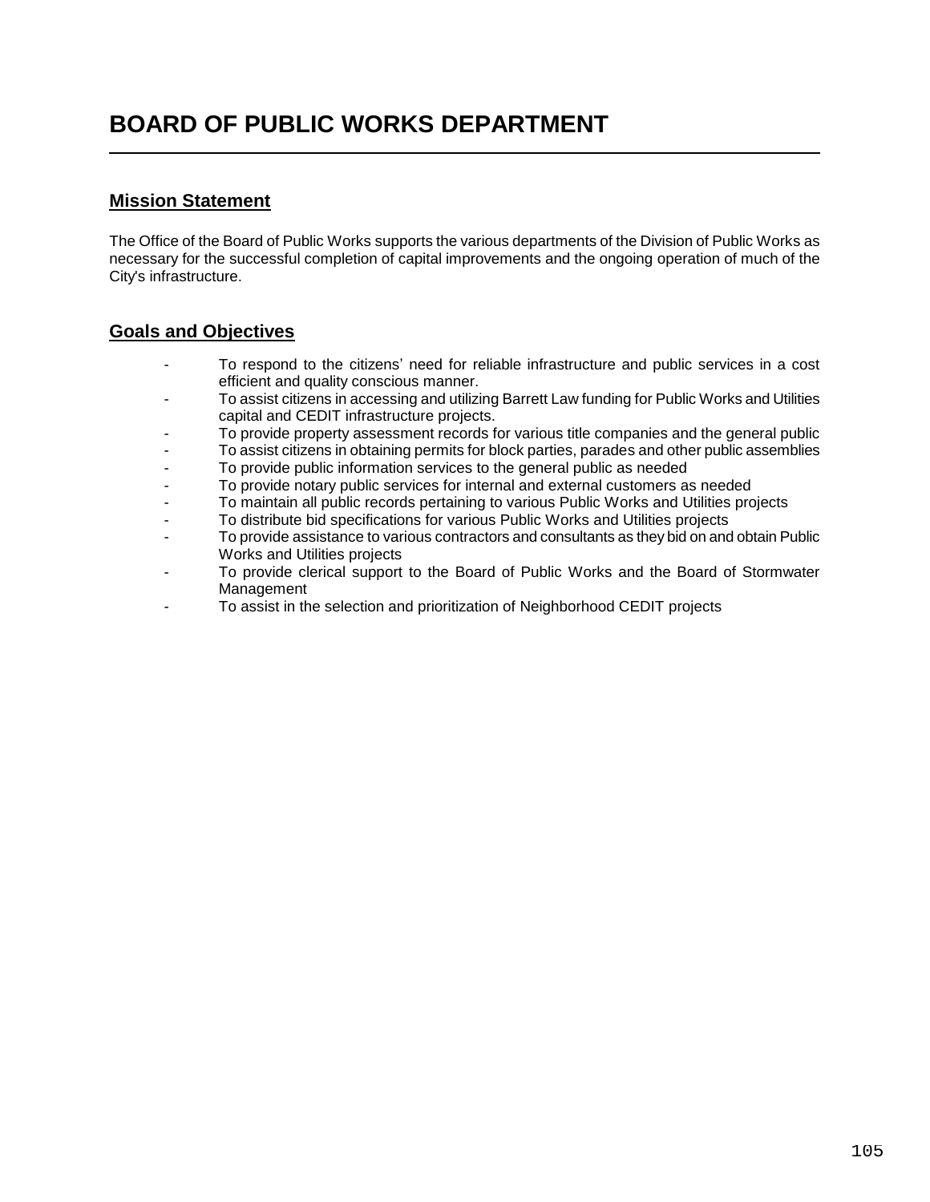# BOARD OF PUBLIC WORKS DEPARTMENT

## Mission Statement

The Office of the Board of Public Works supports the various departments of the Division of Public Works as necessary for the successful completion of capital improvements and the ongoing operation of much of the City's infrastructure.

## Goals and Objectives

- To respond to the citizens' need for reliable infrastructure and public services in a cost efficient and quality conscious manner.
- To assist citizens in accessing and utilizing Barrett Law funding for Public Works and Utilities capital and CEDIT infrastructure projects.
- To provide property assessment records for various title companies and the general public
- To assist citizens in obtaining permits for block parties, parades and other public assemblies
- To provide public information services to the general public as needed
- To provide notary public services for internal and external customers as needed
- To maintain all public records pertaining to various Public Works and Utilities projects
- To distribute bid specifications for various Public Works and Utilities projects
- To provide assistance to various contractors and consultants as they bid on and obtain Public Works and Utilities projects
- To provide clerical support to the Board of Public Works and the Board of Stormwater Management
- To assist in the selection and prioritization of Neighborhood CEDIT projects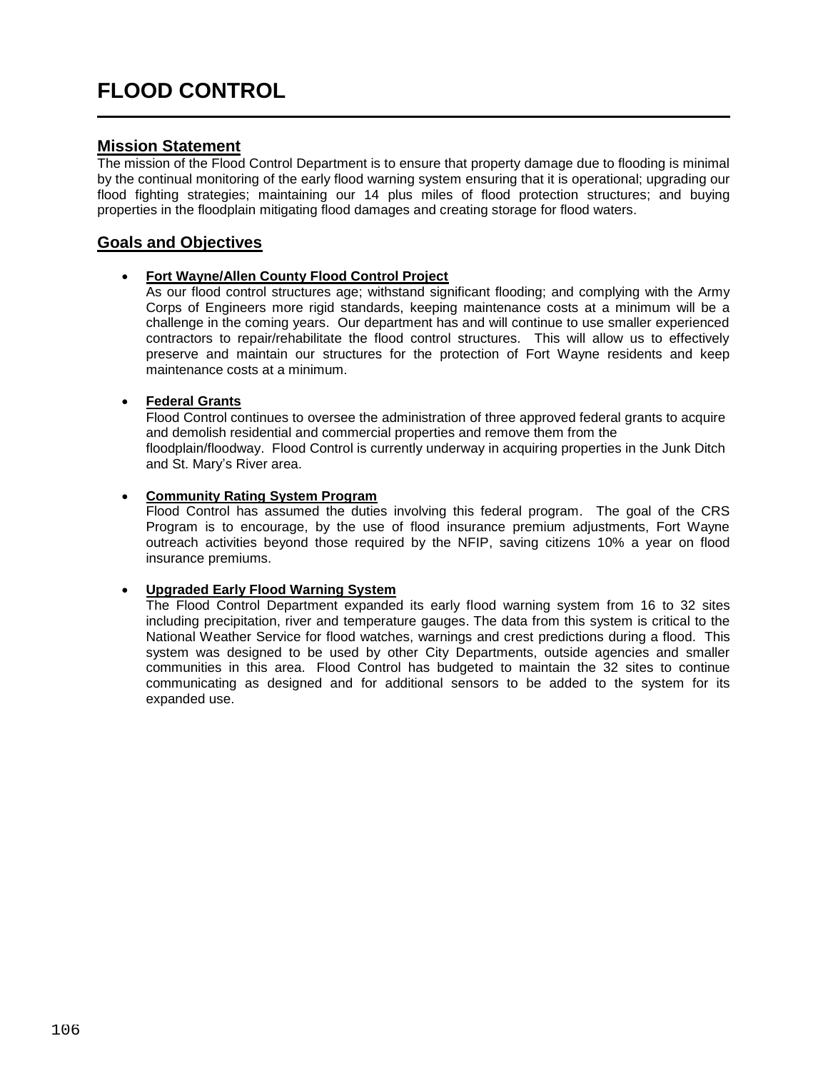# FLOOD CONTROL

## Mission Statement

The mission of the Flood Control Department is to ensure that property damage due to flooding is minimal by the continual monitoring of the early flood warning system ensuring that it is operational; upgrading our flood fighting strategies; maintaining our 14 plus miles of flood protection structures; and buying properties in the floodplain mitigating flood damages and creating storage for flood waters.

## Goals and Objectives

- **Fort Wayne/Allen County Flood Control Project**
  As our flood control structures age; withstand significant flooding; and complying with the Army Corps of Engineers more rigid standards, keeping maintenance costs at a minimum will be a challenge in the coming years. Our department has and will continue to use smaller experienced contractors to repair/rehabilitate the flood control structures. This will allow us to effectively preserve and maintain our structures for the protection of Fort Wayne residents and keep maintenance costs at a minimum.

- **Federal Grants**
  Flood Control continues to oversee the administration of three approved federal grants to acquire and demolish residential and commercial properties and remove them from the floodplain/floodway. Flood Control is currently underway in acquiring properties in the Junk Ditch and St. Mary's River area.

- **Community Rating System Program**
  Flood Control has assumed the duties involving this federal program. The goal of the CRS Program is to encourage, by the use of flood insurance premium adjustments, Fort Wayne outreach activities beyond those required by the NFIP, saving citizens 10% a year on flood insurance premiums.

- **Upgraded Early Flood Warning System**
  The Flood Control Department expanded its early flood warning system from 16 to 32 sites including precipitation, river and temperature gauges. The data from this system is critical to the National Weather Service for flood watches, warnings and crest predictions during a flood. This system was designed to be used by other City Departments, outside agencies and smaller communities in this area. Flood Control has budgeted to maintain the 32 sites to continue communicating as designed and for additional sensors to be added to the system for its expanded use.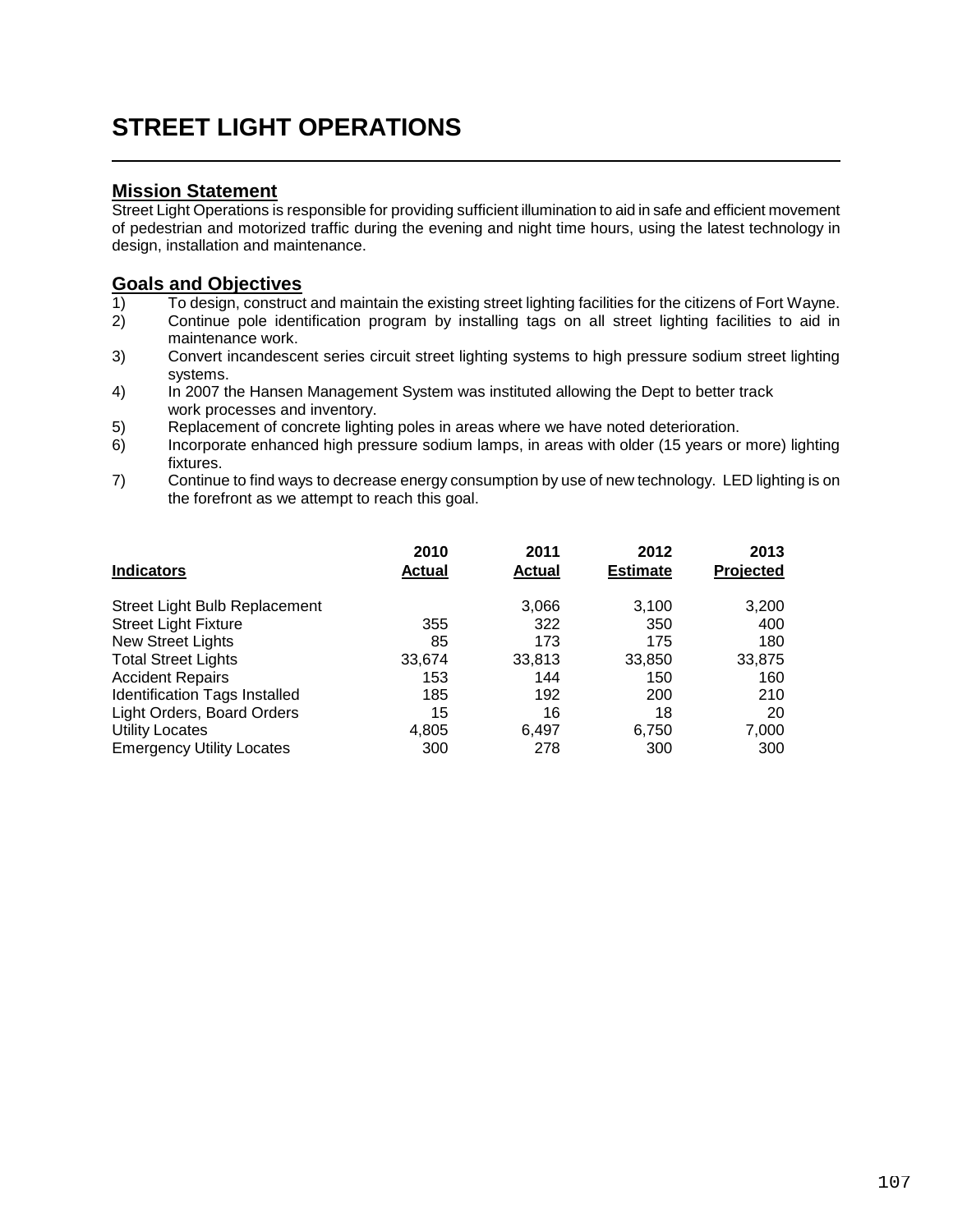# STREET LIGHT OPERATIONS

## Mission Statement

Street Light Operations is responsible for providing sufficient illumination to aid in safe and efficient movement of pedestrian and motorized traffic during the evening and night time hours, using the latest technology in design, installation and maintenance.

## Goals and Objectives

1) To design, construct and maintain the existing street lighting facilities for the citizens of Fort Wayne.
2) Continue pole identification program by installing tags on all street lighting facilities to aid in maintenance work.
3) Convert incandescent series circuit street lighting systems to high pressure sodium street lighting systems.
4) In 2007 the Hansen Management System was instituted allowing the Dept to better track work processes and inventory.
5) Replacement of concrete lighting poles in areas where we have noted deterioration.
6) Incorporate enhanced high pressure sodium lamps, in areas with older (15 years or more) lighting fixtures.
7) Continue to find ways to decrease energy consumption by use of new technology. LED lighting is on the forefront as we attempt to reach this goal.

| Indicators | 2010 Actual | 2011 Actual | 2012 Estimate | 2013 Projected |
|---|---|---|---|---|
| Street Light Bulb Replacement | | 3,066 | 3,100 | 3,200 |
| Street Light Fixture | 355 | 322 | 350 | 400 |
| New Street Lights | 85 | 173 | 175 | 180 |
| Total Street Lights | 33,674 | 33,813 | 33,850 | 33,875 |
| Accident Repairs | 153 | 144 | 150 | 160 |
| Identification Tags Installed | 185 | 192 | 200 | 210 |
| Light Orders, Board Orders | 15 | 16 | 18 | 20 |
| Utility Locates | 4,805 | 6,497 | 6,750 | 7,000 |
| Emergency Utility Locates | 300 | 278 | 300 | 300 |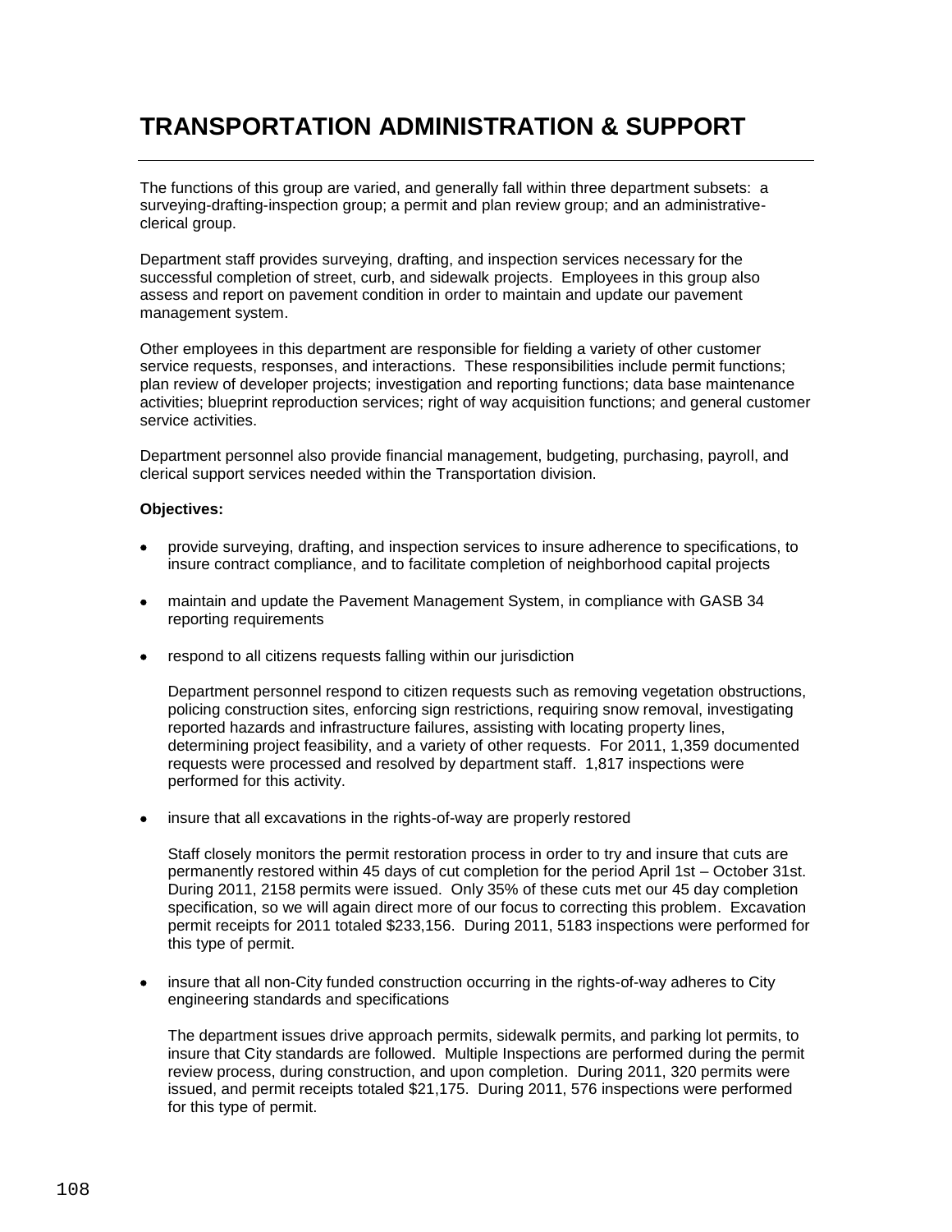# TRANSPORTATION ADMINISTRATION & SUPPORT

The functions of this group are varied, and generally fall within three department subsets: a surveying-drafting-inspection group; a permit and plan review group; and an administrative-clerical group.

Department staff provides surveying, drafting, and inspection services necessary for the successful completion of street, curb, and sidewalk projects. Employees in this group also assess and report on pavement condition in order to maintain and update our pavement management system.

Other employees in this department are responsible for fielding a variety of other customer service requests, responses, and interactions. These responsibilities include permit functions; plan review of developer projects; investigation and reporting functions; data base maintenance activities; blueprint reproduction services; right of way acquisition functions; and general customer service activities.

Department personnel also provide financial management, budgeting, purchasing, payroll, and clerical support services needed within the Transportation division.

**Objectives:**

- provide surveying, drafting, and inspection services to insure adherence to specifications, to insure contract compliance, and to facilitate completion of neighborhood capital projects

- maintain and update the Pavement Management System, in compliance with GASB 34 reporting requirements

- respond to all citizens requests falling within our jurisdiction

  Department personnel respond to citizen requests such as removing vegetation obstructions, policing construction sites, enforcing sign restrictions, requiring snow removal, investigating reported hazards and infrastructure failures, assisting with locating property lines, determining project feasibility, and a variety of other requests. For 2011, 1,359 documented requests were processed and resolved by department staff. 1,817 inspections were performed for this activity.

- insure that all excavations in the rights-of-way are properly restored

  Staff closely monitors the permit restoration process in order to try and insure that cuts are permanently restored within 45 days of cut completion for the period April 1st – October 31st. During 2011, 2158 permits were issued. Only 35% of these cuts met our 45 day completion specification, so we will again direct more of our focus to correcting this problem. Excavation permit receipts for 2011 totaled $233,156. During 2011, 5183 inspections were performed for this type of permit.

- insure that all non-City funded construction occurring in the rights-of-way adheres to City engineering standards and specifications

  The department issues drive approach permits, sidewalk permits, and parking lot permits, to insure that City standards are followed. Multiple Inspections are performed during the permit review process, during construction, and upon completion. During 2011, 320 permits were issued, and permit receipts totaled $21,175. During 2011, 576 inspections were performed for this type of permit.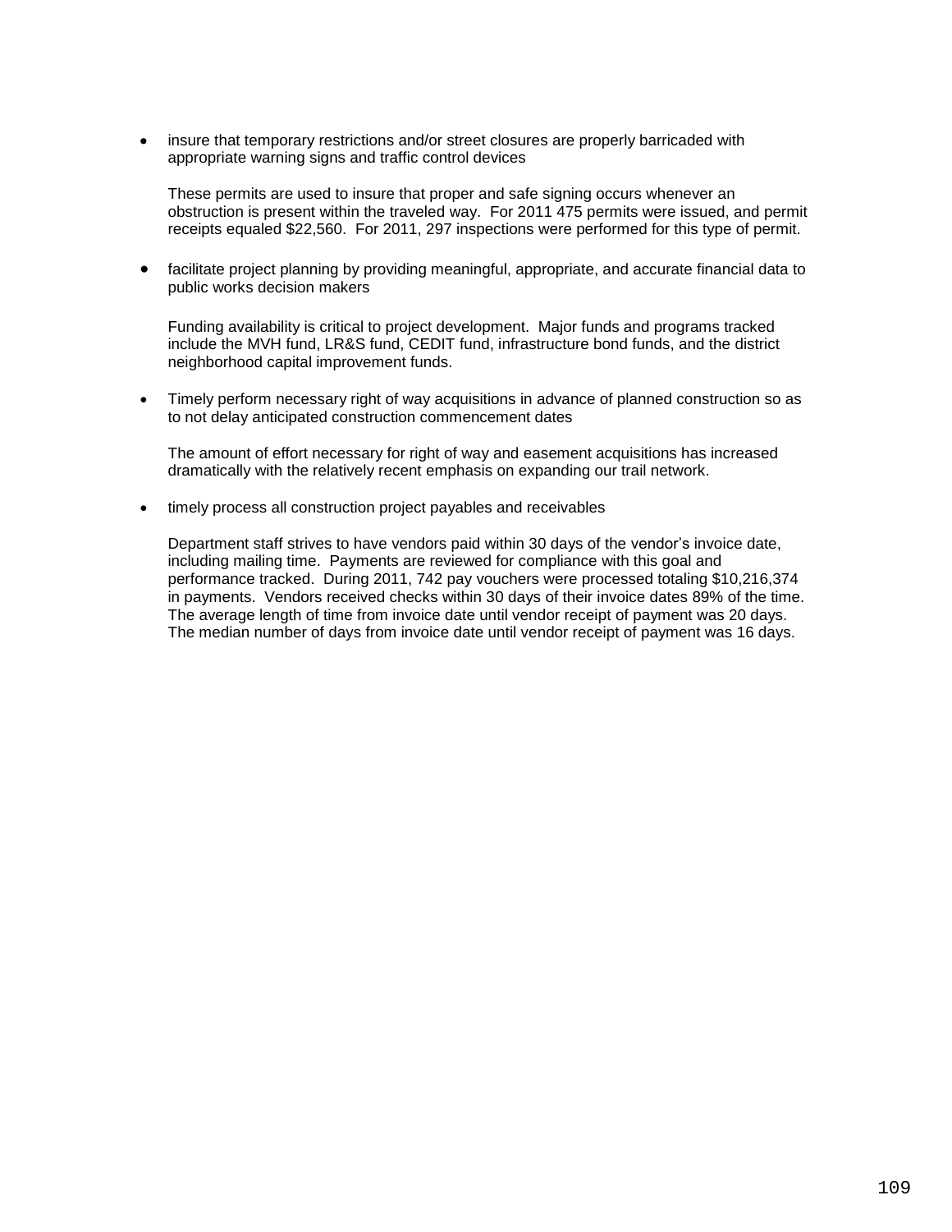- insure that temporary restrictions and/or street closures are properly barricaded with appropriate warning signs and traffic control devices

  These permits are used to insure that proper and safe signing occurs whenever an obstruction is present within the traveled way. For 2011 475 permits were issued, and permit receipts equaled $22,560. For 2011, 297 inspections were performed for this type of permit.

- facilitate project planning by providing meaningful, appropriate, and accurate financial data to public works decision makers

  Funding availability is critical to project development. Major funds and programs tracked include the MVH fund, LR&S fund, CEDIT fund, infrastructure bond funds, and the district neighborhood capital improvement funds.

- Timely perform necessary right of way acquisitions in advance of planned construction so as to not delay anticipated construction commencement dates

  The amount of effort necessary for right of way and easement acquisitions has increased dramatically with the relatively recent emphasis on expanding our trail network.

- timely process all construction project payables and receivables

  Department staff strives to have vendors paid within 30 days of the vendor's invoice date, including mailing time. Payments are reviewed for compliance with this goal and performance tracked. During 2011, 742 pay vouchers were processed totaling $10,216,374 in payments. Vendors received checks within 30 days of their invoice dates 89% of the time. The average length of time from invoice date until vendor receipt of payment was 20 days. The median number of days from invoice date until vendor receipt of payment was 16 days.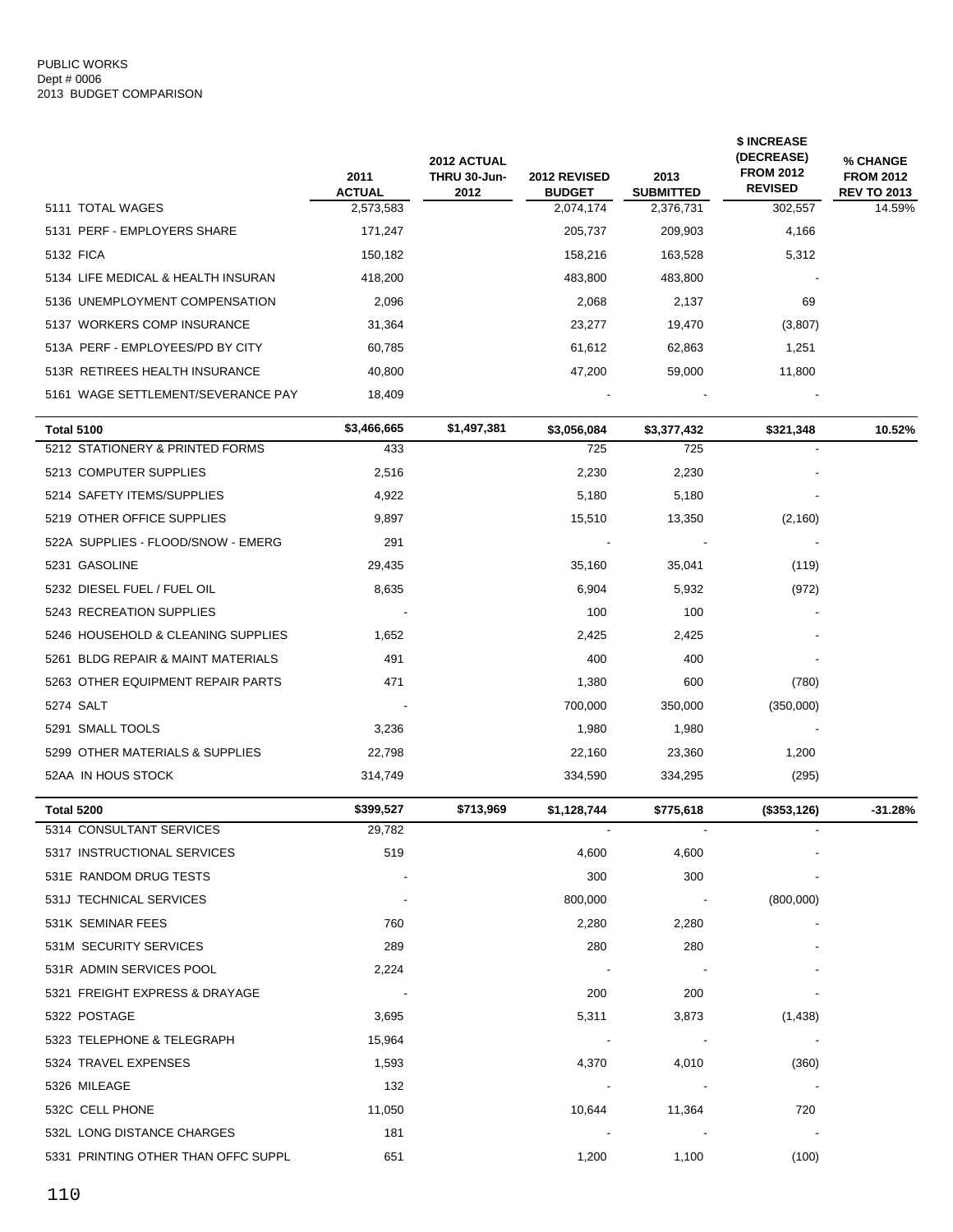PUBLIC WORKS
Dept # 0006
2013 BUDGET COMPARISON

| | 2011 ACTUAL | 2012 ACTUAL THRU 30-Jun-2012 | 2012 REVISED BUDGET | 2013 SUBMITTED | $ INCREASE (DECREASE) FROM 2012 REVISED | % CHANGE FROM 2012 REV TO 2013 |
|---|---|---|---|---|---|---|
| 5111 TOTAL WAGES | 2,573,583 | | 2,074,174 | 2,376,731 | 302,557 | 14.59% |
| 5131 PERF - EMPLOYERS SHARE | 171,247 | | 205,737 | 209,903 | 4,166 | |
| 5132 FICA | 150,182 | | 158,216 | 163,528 | 5,312 | |
| 5134 LIFE MEDICAL & HEALTH INSURAN | 418,200 | | 483,800 | 483,800 | - | |
| 5136 UNEMPLOYMENT COMPENSATION | 2,096 | | 2,068 | 2,137 | 69 | |
| 5137 WORKERS COMP INSURANCE | 31,364 | | 23,277 | 19,470 | (3,807) | |
| 513A PERF - EMPLOYEES/PD BY CITY | 60,785 | | 61,612 | 62,863 | 1,251 | |
| 513R RETIREES HEALTH INSURANCE | 40,800 | | 47,200 | 59,000 | 11,800 | |
| 5161 WAGE SETTLEMENT/SEVERANCE PAY | 18,409 | | - | - | - | |
| **Total 5100** | **$3,466,665** | **$1,497,381** | **$3,056,084** | **$3,377,432** | **$321,348** | **10.52%** |
| 5212 STATIONERY & PRINTED FORMS | 433 | | 725 | 725 | - | |
| 5213 COMPUTER SUPPLIES | 2,516 | | 2,230 | 2,230 | - | |
| 5214 SAFETY ITEMS/SUPPLIES | 4,922 | | 5,180 | 5,180 | - | |
| 5219 OTHER OFFICE SUPPLIES | 9,897 | | 15,510 | 13,350 | (2,160) | |
| 522A SUPPLIES - FLOOD/SNOW - EMERG | 291 | | - | - | - | |
| 5231 GASOLINE | 29,435 | | 35,160 | 35,041 | (119) | |
| 5232 DIESEL FUEL / FUEL OIL | 8,635 | | 6,904 | 5,932 | (972) | |
| 5243 RECREATION SUPPLIES | - | | 100 | 100 | - | |
| 5246 HOUSEHOLD & CLEANING SUPPLIES | 1,652 | | 2,425 | 2,425 | - | |
| 5261 BLDG REPAIR & MAINT MATERIALS | 491 | | 400 | 400 | - | |
| 5263 OTHER EQUIPMENT REPAIR PARTS | 471 | | 1,380 | 600 | (780) | |
| 5274 SALT | - | | 700,000 | 350,000 | (350,000) | |
| 5291 SMALL TOOLS | 3,236 | | 1,980 | 1,980 | - | |
| 5299 OTHER MATERIALS & SUPPLIES | 22,798 | | 22,160 | 23,360 | 1,200 | |
| 52AA IN HOUS STOCK | 314,749 | | 334,590 | 334,295 | (295) | |
| **Total 5200** | **$399,527** | **$713,969** | **$1,128,744** | **$775,618** | **($353,126)** | **-31.28%** |
| 5314 CONSULTANT SERVICES | 29,782 | | - | - | - | |
| 5317 INSTRUCTIONAL SERVICES | 519 | | 4,600 | 4,600 | - | |
| 531E RANDOM DRUG TESTS | - | | 300 | 300 | - | |
| 531J TECHNICAL SERVICES | - | | 800,000 | - | (800,000) | |
| 531K SEMINAR FEES | 760 | | 2,280 | 2,280 | - | |
| 531M SECURITY SERVICES | 289 | | 280 | 280 | - | |
| 531R ADMIN SERVICES POOL | 2,224 | | - | - | - | |
| 5321 FREIGHT EXPRESS & DRAYAGE | - | | 200 | 200 | - | |
| 5322 POSTAGE | 3,695 | | 5,311 | 3,873 | (1,438) | |
| 5323 TELEPHONE & TELEGRAPH | 15,964 | | - | - | - | |
| 5324 TRAVEL EXPENSES | 1,593 | | 4,370 | 4,010 | (360) | |
| 5326 MILEAGE | 132 | | - | - | - | |
| 532C CELL PHONE | 11,050 | | 10,644 | 11,364 | 720 | |
| 532L LONG DISTANCE CHARGES | 181 | | - | - | - | |
| 5331 PRINTING OTHER THAN OFFC SUPPL | 651 | | 1,200 | 1,100 | (100) | |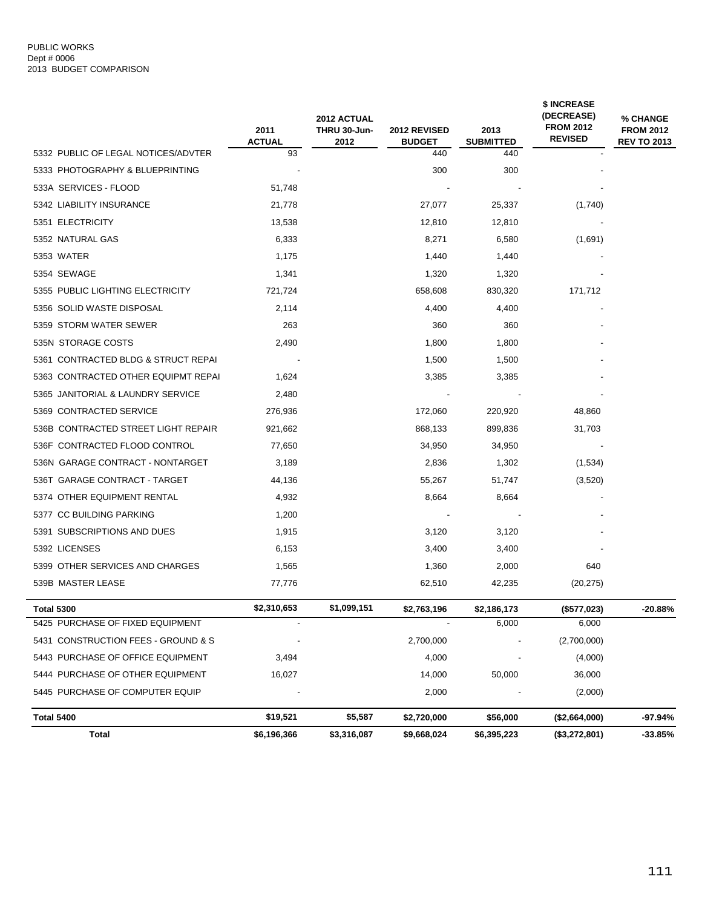PUBLIC WORKS
Dept # 0006
2013 BUDGET COMPARISON

| | 2011 ACTUAL | 2012 ACTUAL THRU 30-Jun-2012 | 2012 REVISED BUDGET | 2013 SUBMITTED | $ INCREASE (DECREASE) FROM 2012 REVISED | % CHANGE FROM 2012 REV TO 2013 |
|---|---|---|---|---|---|---|
| 5332 PUBLIC OF LEGAL NOTICES/ADVTER | 93 | | 440 | 440 | - | |
| 5333 PHOTOGRAPHY & BLUEPRINTING | - | | 300 | 300 | - | |
| 533A SERVICES - FLOOD | 51,748 | | - | - | - | |
| 5342 LIABILITY INSURANCE | 21,778 | | 27,077 | 25,337 | (1,740) | |
| 5351 ELECTRICITY | 13,538 | | 12,810 | 12,810 | - | |
| 5352 NATURAL GAS | 6,333 | | 8,271 | 6,580 | (1,691) | |
| 5353 WATER | 1,175 | | 1,440 | 1,440 | - | |
| 5354 SEWAGE | 1,341 | | 1,320 | 1,320 | - | |
| 5355 PUBLIC LIGHTING ELECTRICITY | 721,724 | | 658,608 | 830,320 | 171,712 | |
| 5356 SOLID WASTE DISPOSAL | 2,114 | | 4,400 | 4,400 | - | |
| 5359 STORM WATER SEWER | 263 | | 360 | 360 | - | |
| 535N STORAGE COSTS | 2,490 | | 1,800 | 1,800 | - | |
| 5361 CONTRACTED BLDG & STRUCT REPAI | - | | 1,500 | 1,500 | - | |
| 5363 CONTRACTED OTHER EQUIPMT REPAI | 1,624 | | 3,385 | 3,385 | - | |
| 5365 JANITORIAL & LAUNDRY SERVICE | 2,480 | | - | - | - | |
| 5369 CONTRACTED SERVICE | 276,936 | | 172,060 | 220,920 | 48,860 | |
| 536B CONTRACTED STREET LIGHT REPAIR | 921,662 | | 868,133 | 899,836 | 31,703 | |
| 536F CONTRACTED FLOOD CONTROL | 77,650 | | 34,950 | 34,950 | - | |
| 536N GARAGE CONTRACT - NONTARGET | 3,189 | | 2,836 | 1,302 | (1,534) | |
| 536T GARAGE CONTRACT - TARGET | 44,136 | | 55,267 | 51,747 | (3,520) | |
| 5374 OTHER EQUIPMENT RENTAL | 4,932 | | 8,664 | 8,664 | - | |
| 5377 CC BUILDING PARKING | 1,200 | | - | - | - | |
| 5391 SUBSCRIPTIONS AND DUES | 1,915 | | 3,120 | 3,120 | - | |
| 5392 LICENSES | 6,153 | | 3,400 | 3,400 | - | |
| 5399 OTHER SERVICES AND CHARGES | 1,565 | | 1,360 | 2,000 | 640 | |
| 539B MASTER LEASE | 77,776 | | 62,510 | 42,235 | (20,275) | |
| **Total 5300** | **$2,310,653** | **$1,099,151** | **$2,763,196** | **$2,186,173** | **($577,023)** | **-20.88%** |
| 5425 PURCHASE OF FIXED EQUIPMENT | - | | - | 6,000 | 6,000 | |
| 5431 CONSTRUCTION FEES - GROUND & S | - | | 2,700,000 | - | (2,700,000) | |
| 5443 PURCHASE OF OFFICE EQUIPMENT | 3,494 | | 4,000 | - | (4,000) | |
| 5444 PURCHASE OF OTHER EQUIPMENT | 16,027 | | 14,000 | 50,000 | 36,000 | |
| 5445 PURCHASE OF COMPUTER EQUIP | - | | 2,000 | - | (2,000) | |
| **Total 5400** | **$19,521** | **$5,587** | **$2,720,000** | **$56,000** | **($2,664,000)** | **-97.94%** |
| **Total** | **$6,196,366** | **$3,316,087** | **$9,668,024** | **$6,395,223** | **($3,272,801)** | **-33.85%** |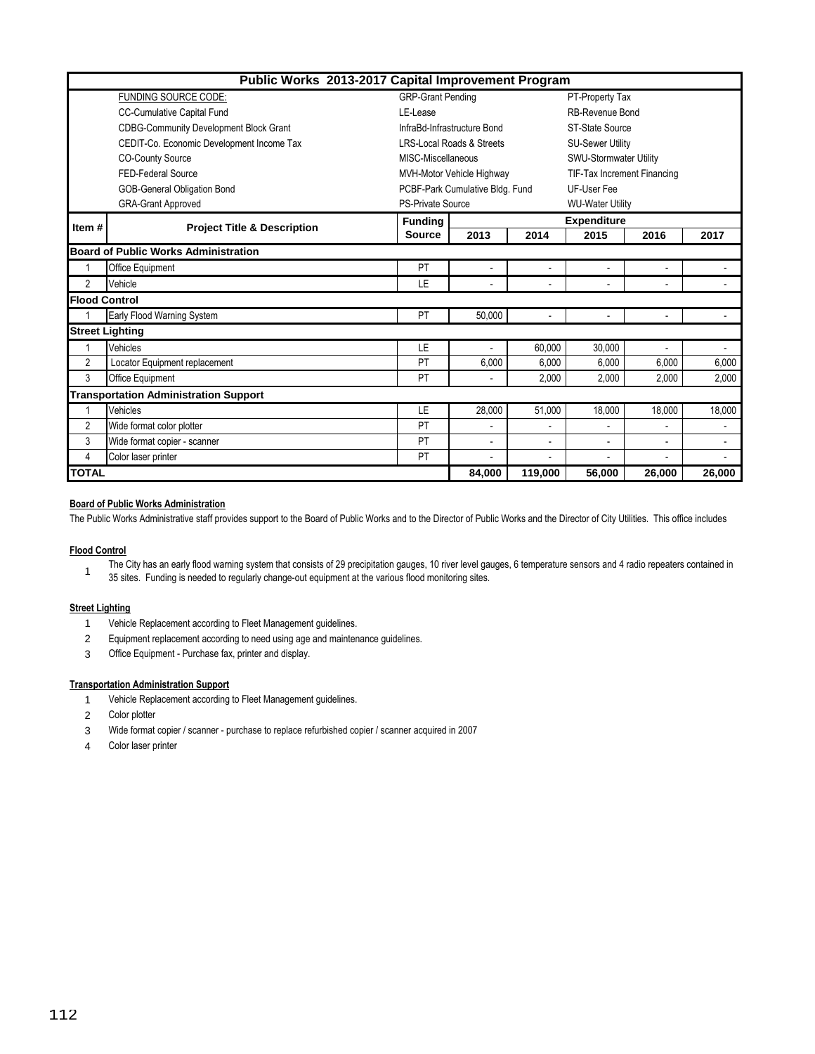| Public Works 2013-2017 Capital Improvement Program | | | | | | | |
|---|---|---|---|---|---|---|---|
| | FUNDING SOURCE CODE: | GRP-Grant Pending | | | PT-Property Tax | | |
| | CC-Cumulative Capital Fund | LE-Lease | | | RB-Revenue Bond | | |
| | CDBG-Community Development Block Grant | InfraBd-Infrastructure Bond | | | ST-State Source | | |
| | CEDIT-Co. Economic Development Income Tax | LRS-Local Roads & Streets | | | SU-Sewer Utility | | |
| | CO-County Source | MISC-Miscellaneous | | | SWU-Stormwater Utility | | |
| | FED-Federal Source | MVH-Motor Vehicle Highway | | | TIF-Tax Increment Financing | | |
| | GOB-General Obligation Bond | PCBF-Park Cumulative Bldg. Fund | | | UF-User Fee | | |
| | GRA-Grant Approved | PS-Private Source | | | WU-Water Utility | | |
| **Item #** | **Project Title & Description** | **Funding Source** | **Expenditure** | | | | |
| | | | **2013** | **2014** | **2015** | **2016** | **2017** |
| **Board of Public Works Administration** | | | | | | | |
| 1 | Office Equipment | PT | - | - | - | - | - |
| 2 | Vehicle | LE | - | - | - | - | - |
| **Flood Control** | | | | | | | |
| 1 | Early Flood Warning System | PT | 50,000 | - | - | - | - |
| **Street Lighting** | | | | | | | |
| 1 | Vehicles | LE | - | 60,000 | 30,000 | - | - |
| 2 | Locator Equipment replacement | PT | 6,000 | 6,000 | 6,000 | 6,000 | 6,000 |
| 3 | Office Equipment | PT | - | 2,000 | 2,000 | 2,000 | 2,000 |
| **Transportation Administration Support** | | | | | | | |
| 1 | Vehicles | LE | 28,000 | 51,000 | 18,000 | 18,000 | 18,000 |
| 2 | Wide format color plotter | PT | - | - | - | - | - |
| 3 | Wide format copier - scanner | PT | - | - | - | - | - |
| 4 | Color laser printer | PT | - | - | - | - | - |
| **TOTAL** | | | **84,000** | **119,000** | **56,000** | **26,000** | **26,000** |

**Board of Public Works Administration**

The Public Works Administrative staff provides support to the Board of Public Works and to the Director of Public Works and the Director of City Utilities. This office includes

**Flood Control**

1. The City has an early flood warning system that consists of 29 precipitation gauges, 10 river level gauges, 6 temperature sensors and 4 radio repeaters contained in 35 sites. Funding is needed to regularly change-out equipment at the various flood monitoring sites.

**Street Lighting**

1. Vehicle Replacement according to Fleet Management guidelines.
2. Equipment replacement according to need using age and maintenance guidelines.
3. Office Equipment - Purchase fax, printer and display.

**Transportation Administration Support**

1. Vehicle Replacement according to Fleet Management guidelines.
2. Color plotter
3. Wide format copier / scanner - purchase to replace refurbished copier / scanner acquired in 2007
4. Color laser printer